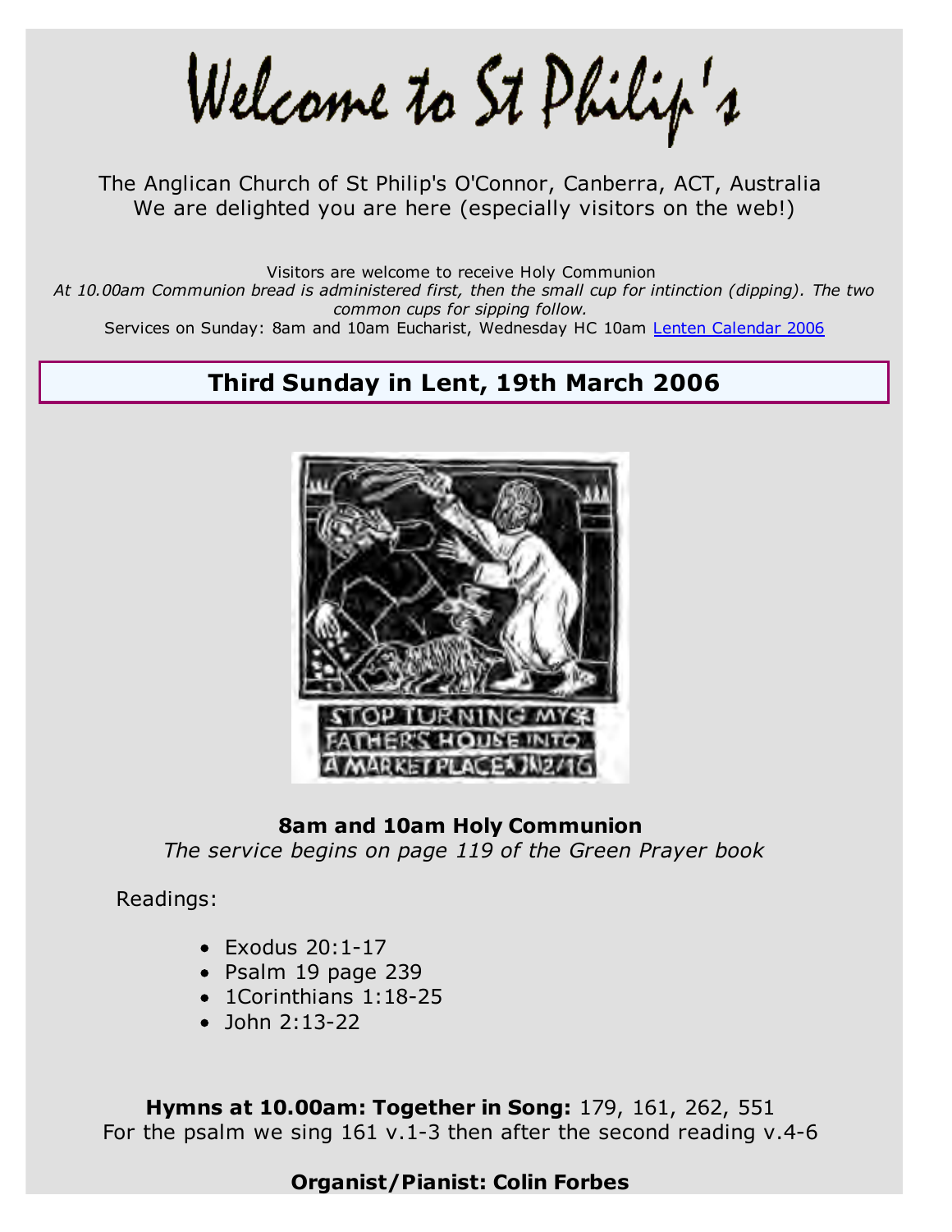# Welcome to St Philip's

The Anglican Church of St Philip's O'Connor, Canberra, ACT, Australia
We are delighted you are here (especially visitors on the web!)

Visitors are welcome to receive Holy Communion
*At 10.00am Communion bread is administered first, then the small cup for intinction (dipping). The two common cups for sipping follow.*
Services on Sunday: 8am and 10am Eucharist, Wednesday HC 10am Lenten Calendar 2006

## Third Sunday in Lent, 19th March 2006

**8am and 10am Holy Communion**
*The service begins on page 119 of the Green Prayer book*

Readings:

- Exodus 20:1-17
- Psalm 19 page 239
- 1Corinthians 1:18-25
- John 2:13-22

**Hymns at 10.00am: Together in Song:** 179, 161, 262, 551
For the psalm we sing 161 v.1-3 then after the second reading v.4-6

**Organist/Pianist: Colin Forbes**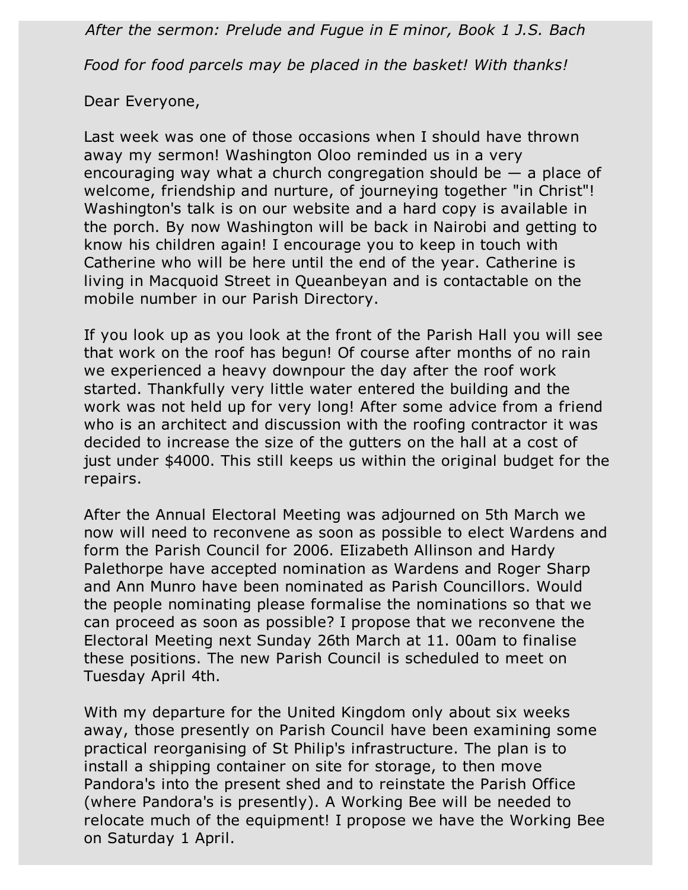*After the sermon: Prelude and Fugue in E minor, Book 1 J.S. Bach*

*Food for food parcels may be placed in the basket! With thanks!*

Dear Everyone,

Last week was one of those occasions when I should have thrown away my sermon! Washington Oloo reminded us in a very encouraging way what a church congregation should be — a place of welcome, friendship and nurture, of journeying together "in Christ"! Washington's talk is on our website and a hard copy is available in the porch. By now Washington will be back in Nairobi and getting to know his children again! I encourage you to keep in touch with Catherine who will be here until the end of the year. Catherine is living in Macquoid Street in Queanbeyan and is contactable on the mobile number in our Parish Directory.

If you look up as you look at the front of the Parish Hall you will see that work on the roof has begun! Of course after months of no rain we experienced a heavy downpour the day after the roof work started. Thankfully very little water entered the building and the work was not held up for very long! After some advice from a friend who is an architect and discussion with the roofing contractor it was decided to increase the size of the gutters on the hall at a cost of just under $4000. This still keeps us within the original budget for the repairs.

After the Annual Electoral Meeting was adjourned on 5th March we now will need to reconvene as soon as possible to elect Wardens and form the Parish Council for 2006. EIizabeth Allinson and Hardy Palethorpe have accepted nomination as Wardens and Roger Sharp and Ann Munro have been nominated as Parish Councillors. Would the people nominating please formalise the nominations so that we can proceed as soon as possible? I propose that we reconvene the Electoral Meeting next Sunday 26th March at 11. 00am to finalise these positions. The new Parish Council is scheduled to meet on Tuesday April 4th.

With my departure for the United Kingdom only about six weeks away, those presently on Parish Council have been examining some practical reorganising of St Philip's infrastructure. The plan is to install a shipping container on site for storage, to then move Pandora's into the present shed and to reinstate the Parish Office (where Pandora's is presently). A Working Bee will be needed to relocate much of the equipment! I propose we have the Working Bee on Saturday 1 April.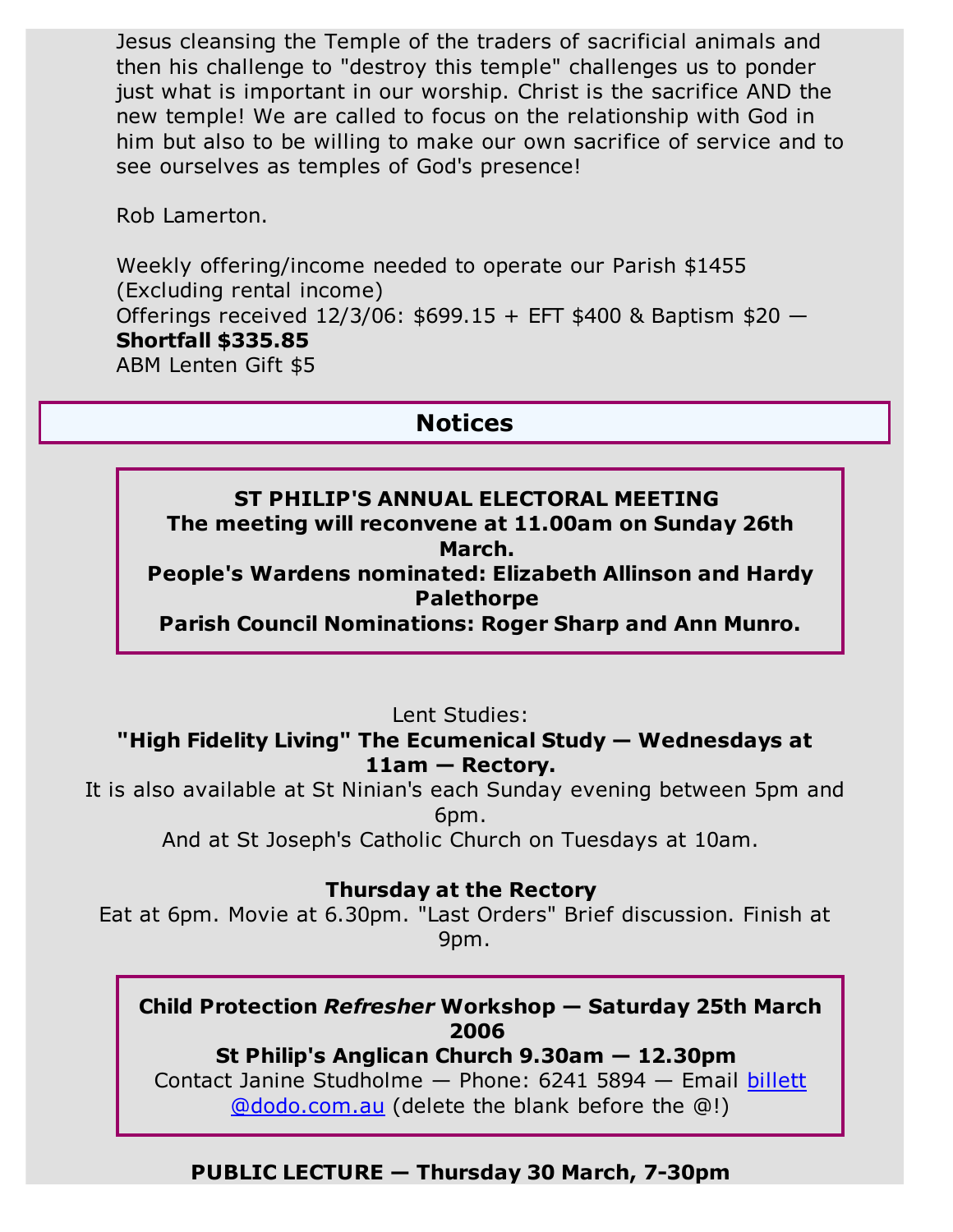Jesus cleansing the Temple of the traders of sacrificial animals and then his challenge to "destroy this temple" challenges us to ponder just what is important in our worship. Christ is the sacrifice AND the new temple! We are called to focus on the relationship with God in him but also to be willing to make our own sacrifice of service and to see ourselves as temples of God's presence!

Rob Lamerton.

Weekly offering/income needed to operate our Parish $1455 (Excluding rental income)
Offerings received 12/3/06: $699.15 + EFT $400 & Baptism $20 — **Shortfall $335.85**
ABM Lenten Gift $5

## Notices

**ST PHILIP'S ANNUAL ELECTORAL MEETING**
**The meeting will reconvene at 11.00am on Sunday 26th March.**
**People's Wardens nominated: Elizabeth Allinson and Hardy Palethorpe**
**Parish Council Nominations: Roger Sharp and Ann Munro.**

Lent Studies:
**"High Fidelity Living" The Ecumenical Study — Wednesdays at 11am — Rectory.**
It is also available at St Ninian's each Sunday evening between 5pm and 6pm.
And at St Joseph's Catholic Church on Tuesdays at 10am.

**Thursday at the Rectory**
Eat at 6pm. Movie at 6.30pm. "Last Orders" Brief discussion. Finish at 9pm.

**Child Protection *Refresher* Workshop — Saturday 25th March 2006**
**St Philip's Anglican Church 9.30am — 12.30pm**
Contact Janine Studholme — Phone: 6241 5894 — Email billett @dodo.com.au (delete the blank before the @!)

**PUBLIC LECTURE — Thursday 30 March, 7-30pm**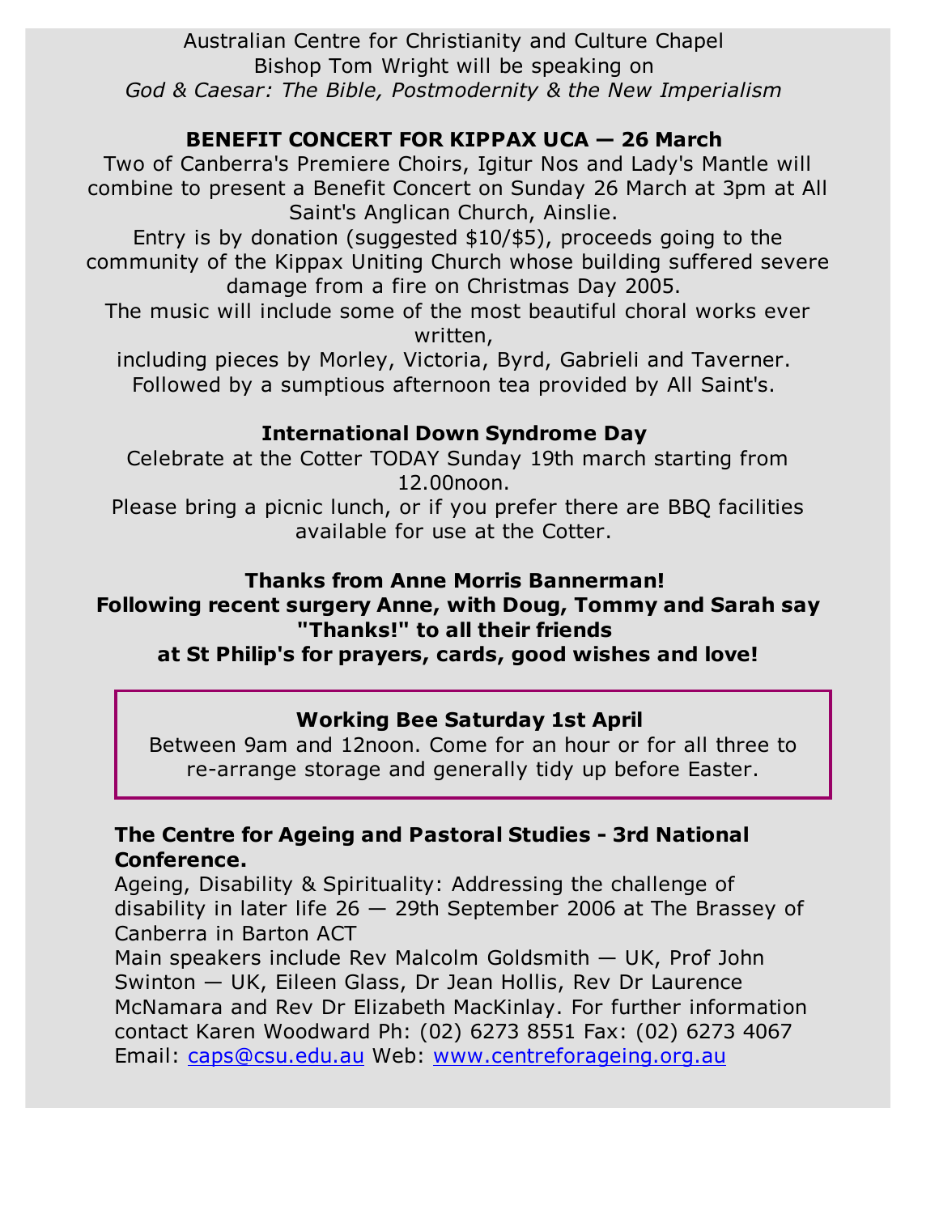Australian Centre for Christianity and Culture Chapel
Bishop Tom Wright will be speaking on
*God & Caesar: The Bible, Postmodernity & the New Imperialism*

**BENEFIT CONCERT FOR KIPPAX UCA — 26 March**

Two of Canberra's Premiere Choirs, Igitur Nos and Lady's Mantle will combine to present a Benefit Concert on Sunday 26 March at 3pm at All Saint's Anglican Church, Ainslie.

Entry is by donation (suggested $10/$5), proceeds going to the community of the Kippax Uniting Church whose building suffered severe damage from a fire on Christmas Day 2005.

The music will include some of the most beautiful choral works ever written,
including pieces by Morley, Victoria, Byrd, Gabrieli and Taverner.
Followed by a sumptious afternoon tea provided by All Saint's.

**International Down Syndrome Day**

Celebrate at the Cotter TODAY Sunday 19th march starting from 12.00noon.

Please bring a picnic lunch, or if you prefer there are BBQ facilities available for use at the Cotter.

**Thanks from Anne Morris Bannerman!**
**Following recent surgery Anne, with Doug, Tommy and Sarah say "Thanks!" to all their friends**
**at St Philip's for prayers, cards, good wishes and love!**

**Working Bee Saturday 1st April**

Between 9am and 12noon. Come for an hour or for all three to re-arrange storage and generally tidy up before Easter.

**The Centre for Ageing and Pastoral Studies - 3rd National Conference.**

Ageing, Disability & Spirituality: Addressing the challenge of disability in later life 26 — 29th September 2006 at The Brassey of Canberra in Barton ACT

Main speakers include Rev Malcolm Goldsmith — UK, Prof John Swinton — UK, Eileen Glass, Dr Jean Hollis, Rev Dr Laurence McNamara and Rev Dr Elizabeth MacKinlay. For further information contact Karen Woodward Ph: (02) 6273 8551 Fax: (02) 6273 4067 Email: caps@csu.edu.au Web: www.centreforageing.org.au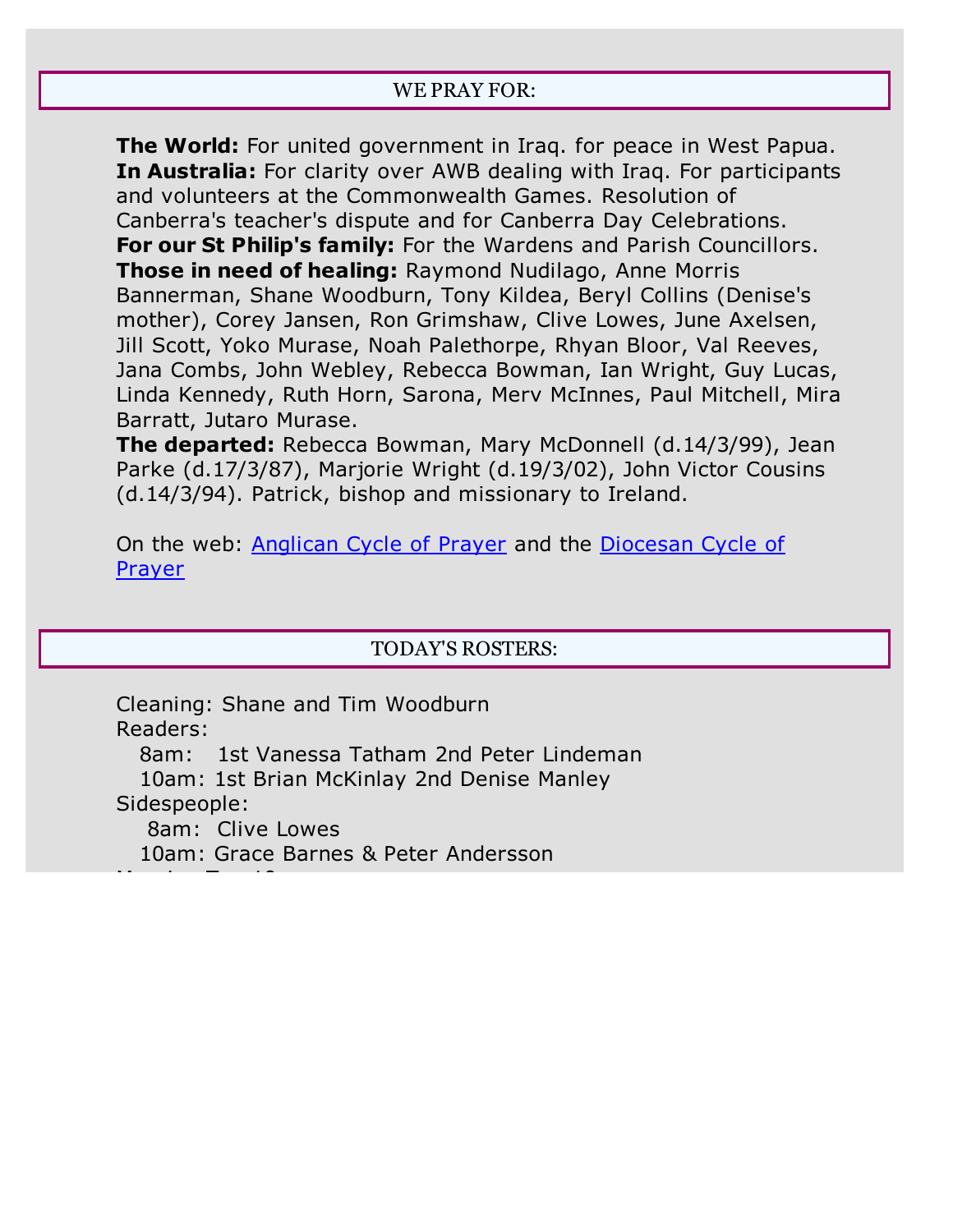## WE PRAY FOR:

**The World:** For united government in Iraq. for peace in West Papua.
**In Australia:** For clarity over AWB dealing with Iraq. For participants and volunteers at the Commonwealth Games. Resolution of Canberra's teacher's dispute and for Canberra Day Celebrations.
**For our St Philip's family:** For the Wardens and Parish Councillors.
**Those in need of healing:** Raymond Nudilago, Anne Morris Bannerman, Shane Woodburn, Tony Kildea, Beryl Collins (Denise's mother), Corey Jansen, Ron Grimshaw, Clive Lowes, June Axelsen, Jill Scott, Yoko Murase, Noah Palethorpe, Rhyan Bloor, Val Reeves, Jana Combs, John Webley, Rebecca Bowman, Ian Wright, Guy Lucas, Linda Kennedy, Ruth Horn, Sarona, Merv McInnes, Paul Mitchell, Mira Barratt, Jutaro Murase.
**The departed:** Rebecca Bowman, Mary McDonnell (d.14/3/99), Jean Parke (d.17/3/87), Marjorie Wright (d.19/3/02), John Victor Cousins (d.14/3/94). Patrick, bishop and missionary to Ireland.

On the web: Anglican Cycle of Prayer and the Diocesan Cycle of Prayer

## TODAY'S ROSTERS:

Cleaning: Shane and Tim Woodburn
Readers:
  8am: 1st Vanessa Tatham 2nd Peter Lindeman
  10am: 1st Brian McKinlay 2nd Denise Manley
Sidespeople:
  8am: Clive Lowes
  10am: Grace Barnes & Peter Andersson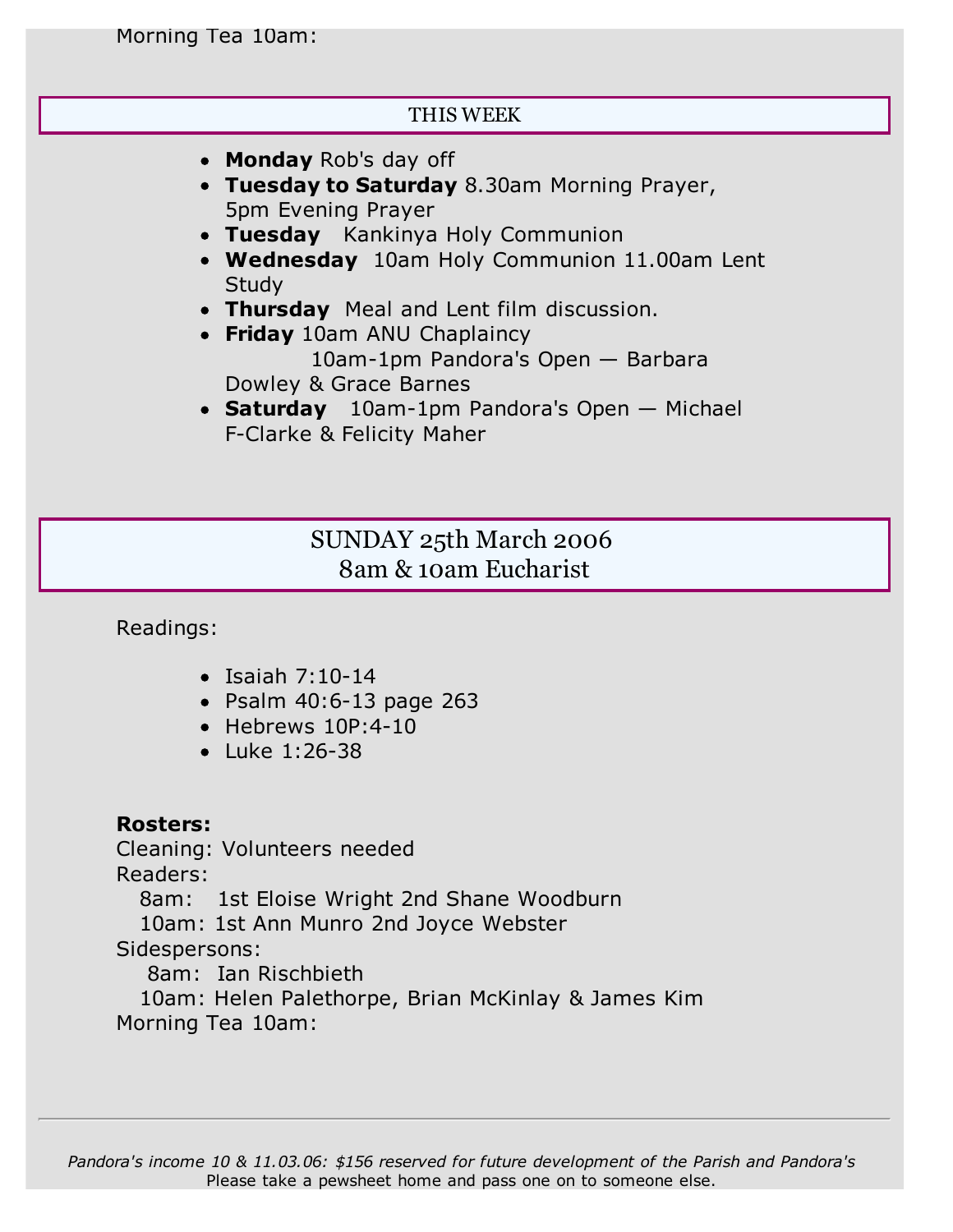Morning Tea 10am:

## THIS WEEK

- **Monday** Rob's day off
- **Tuesday to Saturday** 8.30am Morning Prayer, 5pm Evening Prayer
- **Tuesday** Kankinya Holy Communion
- **Wednesday** 10am Holy Communion 11.00am Lent Study
- **Thursday** Meal and Lent film discussion.
- **Friday** 10am ANU Chaplaincy
  10am-1pm Pandora's Open — Barbara Dowley & Grace Barnes
- **Saturday** 10am-1pm Pandora's Open — Michael F-Clarke & Felicity Maher

## SUNDAY 25th March 2006
## 8am & 10am Eucharist

Readings:

- Isaiah 7:10-14
- Psalm 40:6-13 page 263
- Hebrews 10P:4-10
- Luke 1:26-38

**Rosters:**
Cleaning: Volunteers needed
Readers:
8am: 1st Eloise Wright 2nd Shane Woodburn
10am: 1st Ann Munro 2nd Joyce Webster
Sidespersons:
8am: Ian Rischbieth
10am: Helen Palethorpe, Brian McKinlay & James Kim
Morning Tea 10am:

---

*Pandora's income 10 & 11.03.06: $156 reserved for future development of the Parish and Pandora's*
Please take a pewsheet home and pass one on to someone else.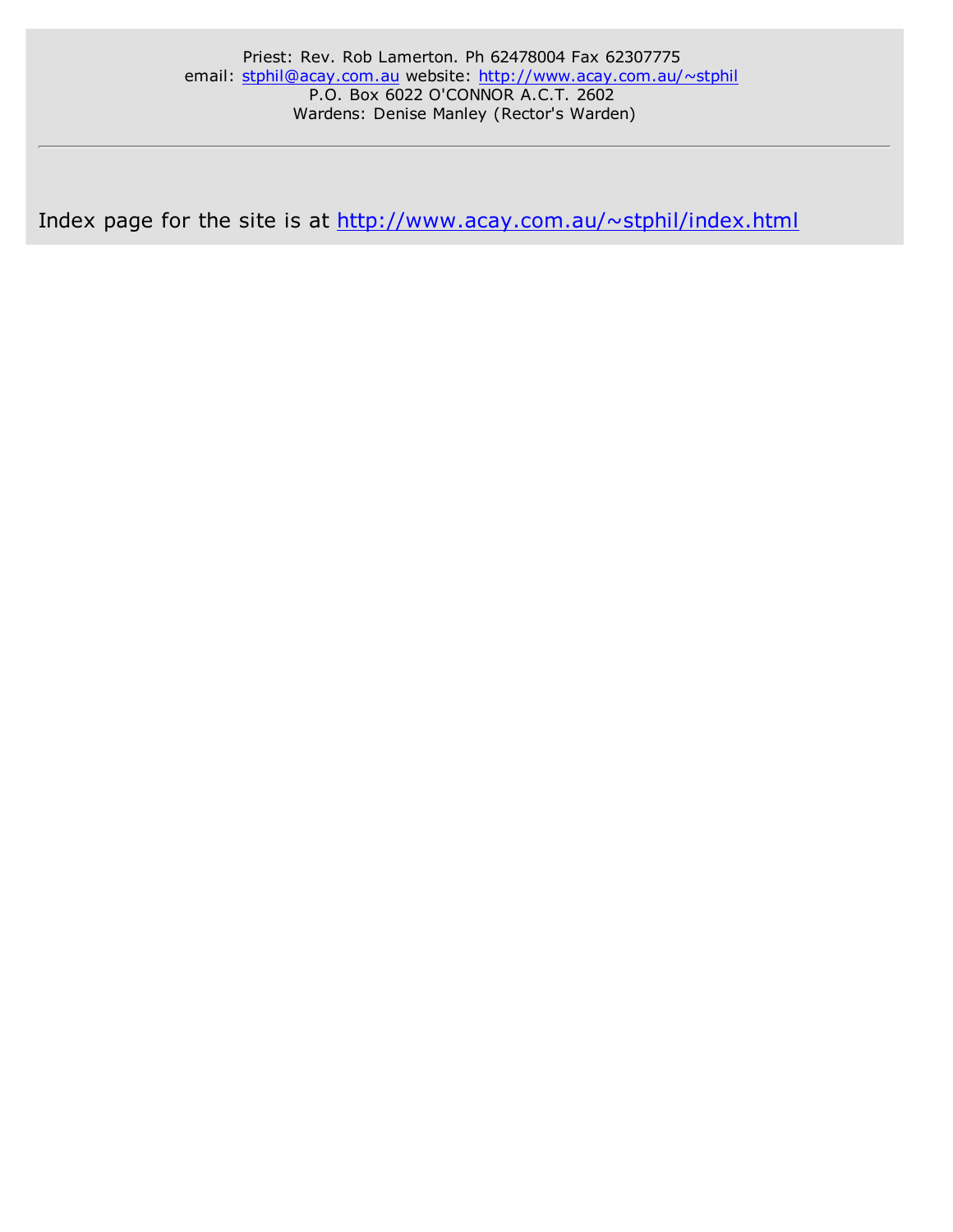Priest: Rev. Rob Lamerton. Ph 62478004 Fax 62307775
email: stphil@acay.com.au website: http://www.acay.com.au/~stphil
P.O. Box 6022 O'CONNOR A.C.T. 2602
Wardens: Denise Manley (Rector's Warden)

---

Index page for the site is at http://www.acay.com.au/~stphil/index.html